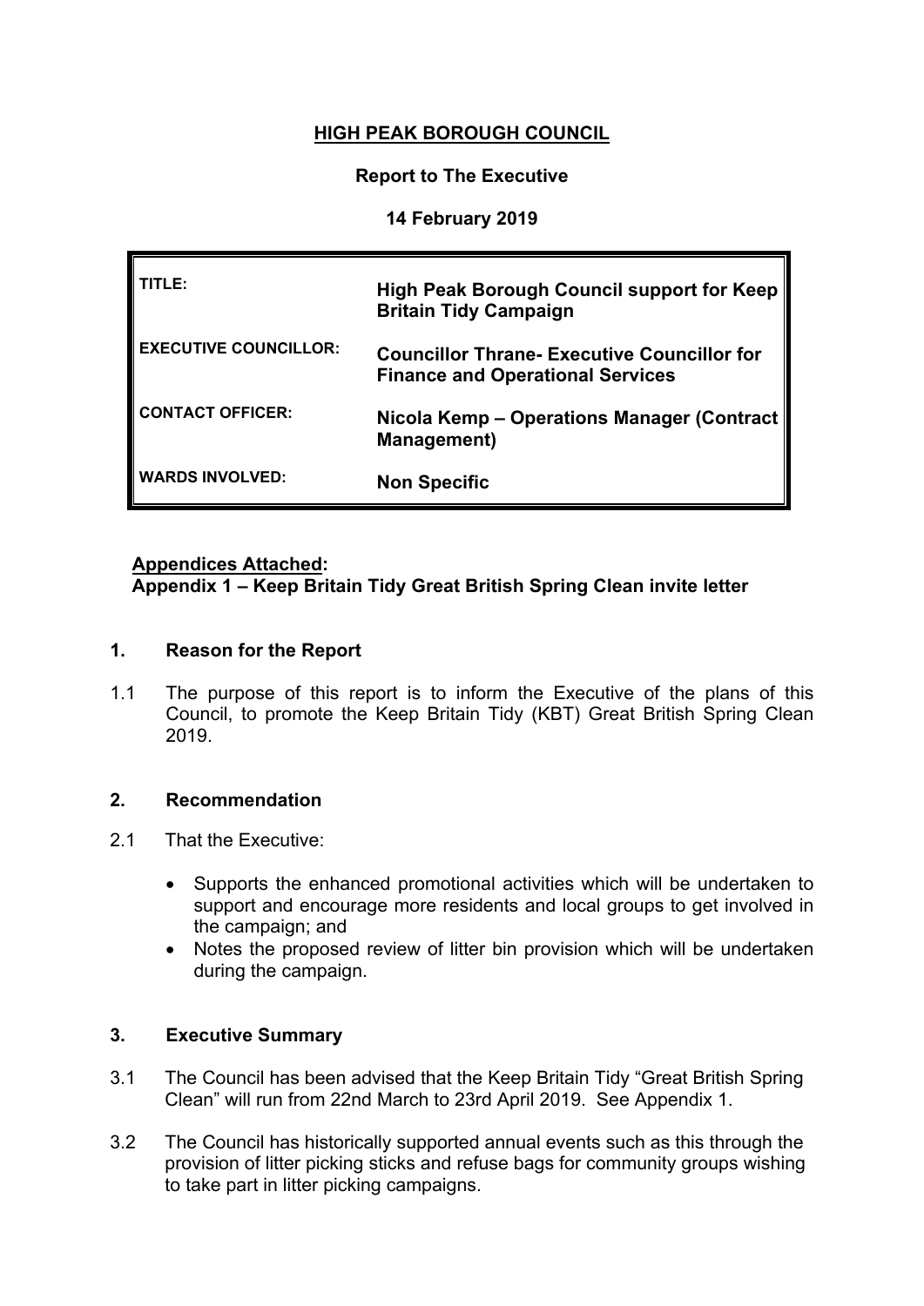**HIGH PEAK BOROUGH COUNCIL**

**Report to The Executive**

**14 February 2019**

| | |
|---|---|
| TITLE: | **High Peak Borough Council support for Keep Britain Tidy Campaign** |
| EXECUTIVE COUNCILLOR: | **Councillor Thrane- Executive Councillor for Finance and Operational Services** |
| CONTACT OFFICER: | **Nicola Kemp – Operations Manager (Contract Management)** |
| WARDS INVOLVED: | **Non Specific** |

**Appendices Attached:**
**Appendix 1 – Keep Britain Tidy Great British Spring Clean invite letter**

## 1. Reason for the Report

1.1 The purpose of this report is to inform the Executive of the plans of this Council, to promote the Keep Britain Tidy (KBT) Great British Spring Clean 2019.

## 2. Recommendation

2.1 That the Executive:

- Supports the enhanced promotional activities which will be undertaken to support and encourage more residents and local groups to get involved in the campaign; and
- Notes the proposed review of litter bin provision which will be undertaken during the campaign.

## 3. Executive Summary

3.1 The Council has been advised that the Keep Britain Tidy "Great British Spring Clean" will run from 22nd March to 23rd April 2019. See Appendix 1.

3.2 The Council has historically supported annual events such as this through the provision of litter picking sticks and refuse bags for community groups wishing to take part in litter picking campaigns.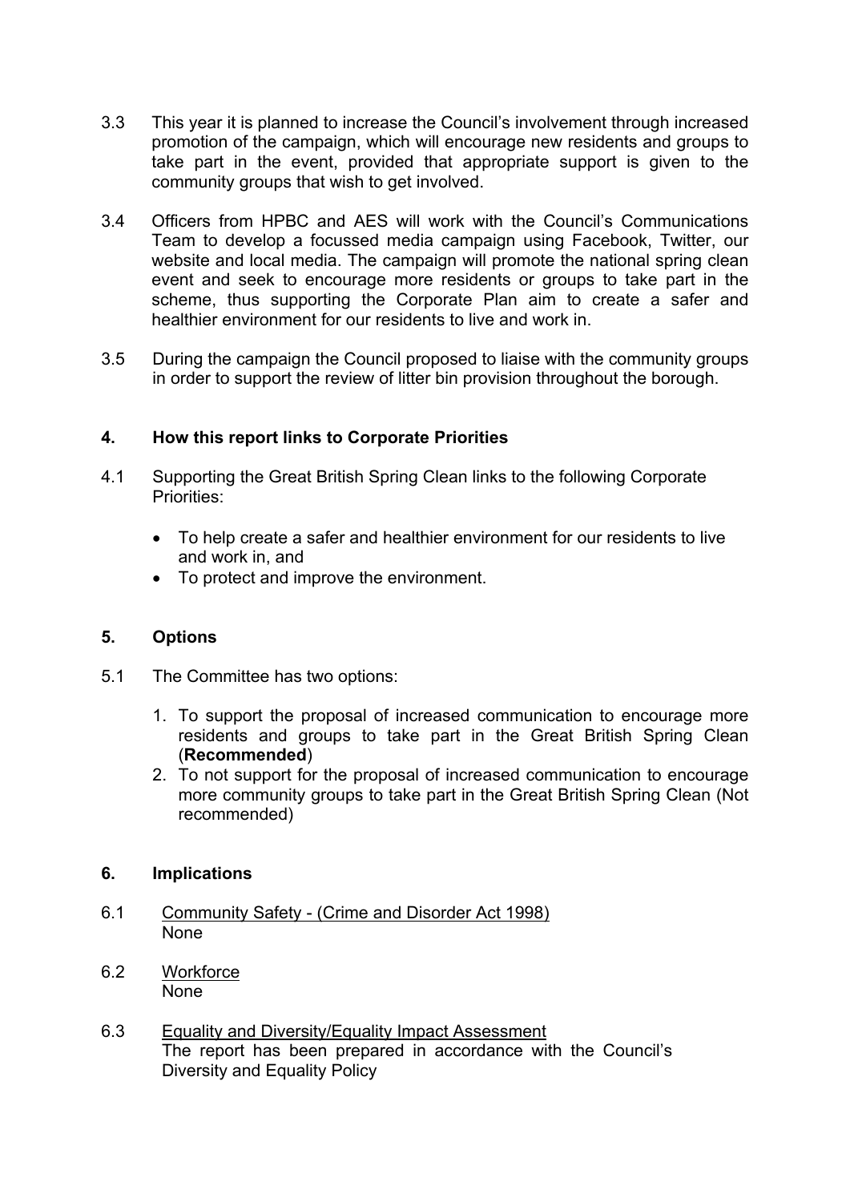3.3 This year it is planned to increase the Council's involvement through increased promotion of the campaign, which will encourage new residents and groups to take part in the event, provided that appropriate support is given to the community groups that wish to get involved.

3.4 Officers from HPBC and AES will work with the Council's Communications Team to develop a focussed media campaign using Facebook, Twitter, our website and local media. The campaign will promote the national spring clean event and seek to encourage more residents or groups to take part in the scheme, thus supporting the Corporate Plan aim to create a safer and healthier environment for our residents to live and work in.

3.5 During the campaign the Council proposed to liaise with the community groups in order to support the review of litter bin provision throughout the borough.

## 4. How this report links to Corporate Priorities

4.1 Supporting the Great British Spring Clean links to the following Corporate Priorities:

- To help create a safer and healthier environment for our residents to live and work in, and
- To protect and improve the environment.

## 5. Options

5.1 The Committee has two options:

1. To support the proposal of increased communication to encourage more residents and groups to take part in the Great British Spring Clean (**Recommended**)
2. To not support for the proposal of increased communication to encourage more community groups to take part in the Great British Spring Clean (Not recommended)

## 6. Implications

6.1 Community Safety - (Crime and Disorder Act 1998)
None

6.2 Workforce
None

6.3 Equality and Diversity/Equality Impact Assessment
The report has been prepared in accordance with the Council's Diversity and Equality Policy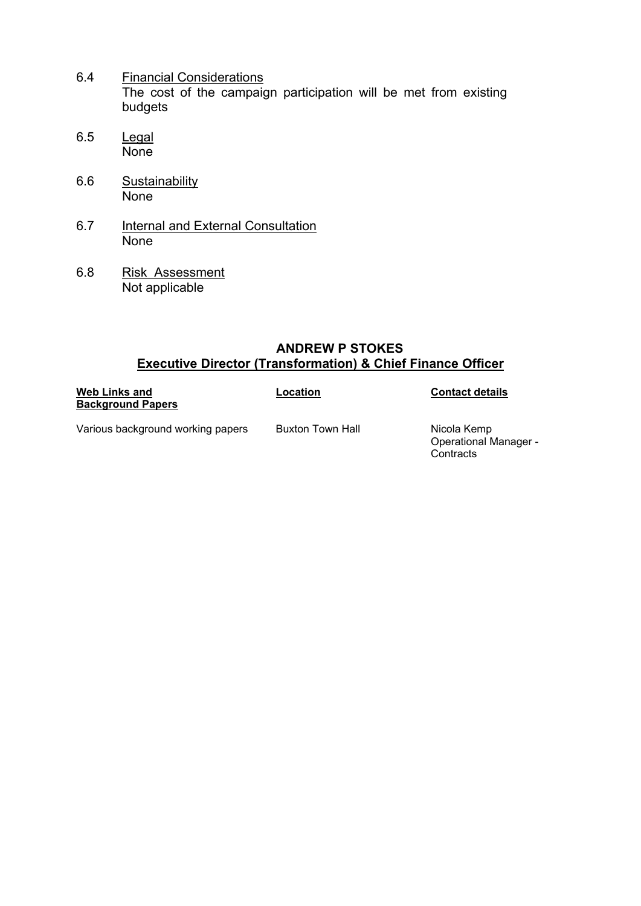6.4 Financial Considerations
The cost of the campaign participation will be met from existing budgets

6.5 Legal
None

6.6 Sustainability
None

6.7 Internal and External Consultation
None

6.8 Risk Assessment
Not applicable

**ANDREW P STOKES**
**Executive Director (Transformation) & Chief Finance Officer**

| **Web Links and Background Papers** | **Location** | **Contact details** |
| --- | --- | --- |
| Various background working papers | Buxton Town Hall | Nicola Kemp<br>Operational Manager - Contracts |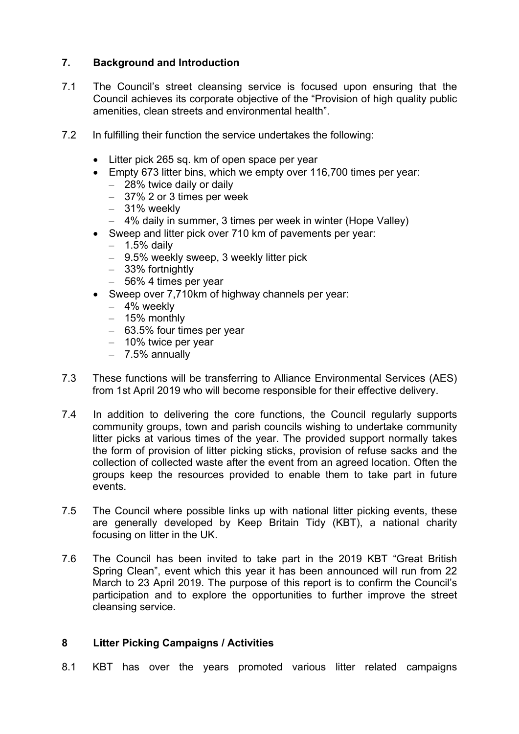## 7. Background and Introduction

7.1 The Council's street cleansing service is focused upon ensuring that the Council achieves its corporate objective of the "Provision of high quality public amenities, clean streets and environmental health".

7.2 In fulfilling their function the service undertakes the following:

- Litter pick 265 sq. km of open space per year
- Empty 673 litter bins, which we empty over 116,700 times per year:
  - 28% twice daily or daily
  - 37% 2 or 3 times per week
  - 31% weekly
  - 4% daily in summer, 3 times per week in winter (Hope Valley)
- Sweep and litter pick over 710 km of pavements per year:
  - 1.5% daily
  - 9.5% weekly sweep, 3 weekly litter pick
  - 33% fortnightly
  - 56% 4 times per year
- Sweep over 7,710km of highway channels per year:
  - 4% weekly
  - 15% monthly
  - 63.5% four times per year
  - 10% twice per year
  - 7.5% annually

7.3 These functions will be transferring to Alliance Environmental Services (AES) from 1st April 2019 who will become responsible for their effective delivery.

7.4 In addition to delivering the core functions, the Council regularly supports community groups, town and parish councils wishing to undertake community litter picks at various times of the year. The provided support normally takes the form of provision of litter picking sticks, provision of refuse sacks and the collection of collected waste after the event from an agreed location. Often the groups keep the resources provided to enable them to take part in future events.

7.5 The Council where possible links up with national litter picking events, these are generally developed by Keep Britain Tidy (KBT), a national charity focusing on litter in the UK.

7.6 The Council has been invited to take part in the 2019 KBT "Great British Spring Clean", event which this year it has been announced will run from 22 March to 23 April 2019. The purpose of this report is to confirm the Council's participation and to explore the opportunities to further improve the street cleansing service.

## 8 Litter Picking Campaigns / Activities

8.1 KBT has over the years promoted various litter related campaigns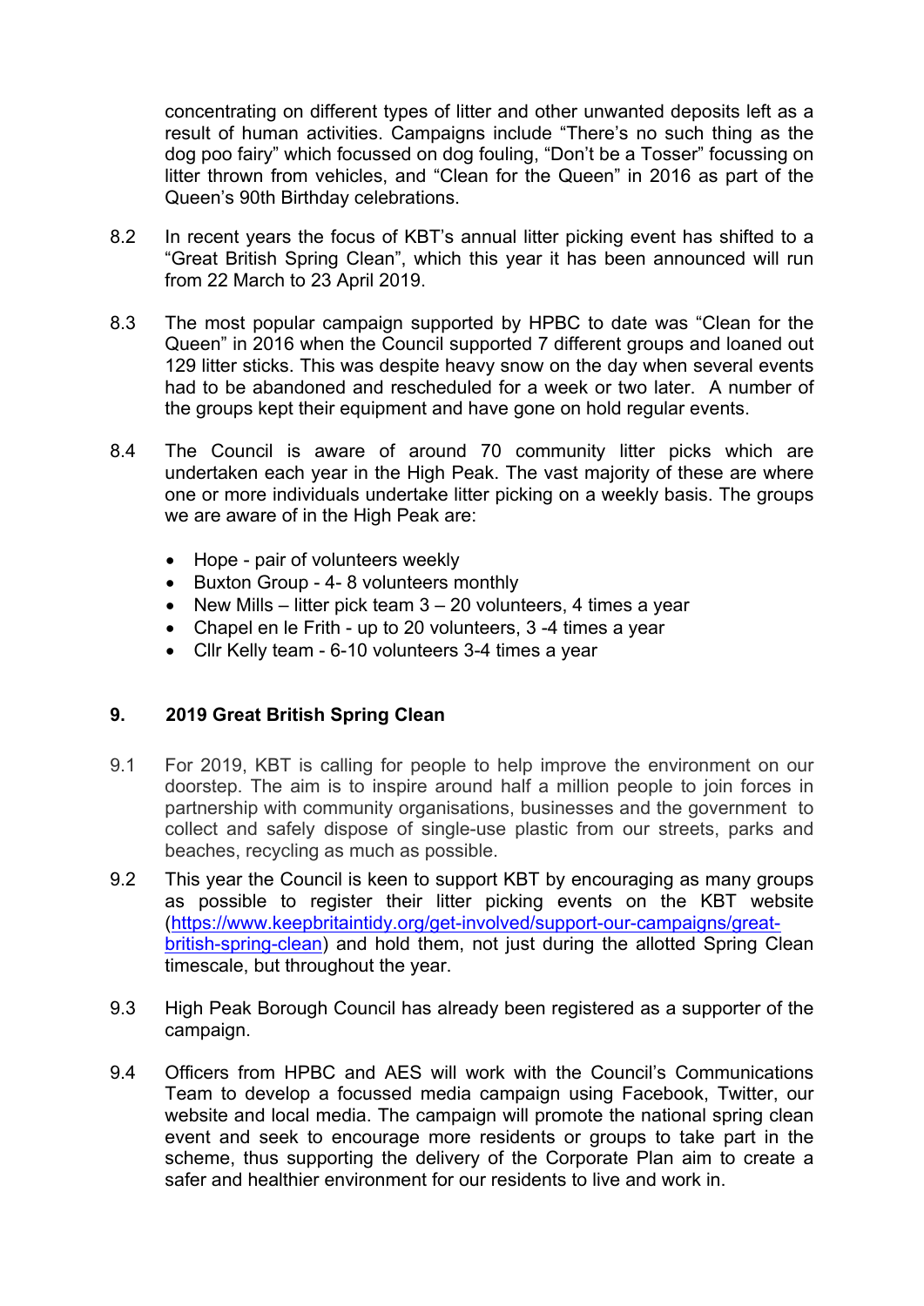concentrating on different types of litter and other unwanted deposits left as a result of human activities. Campaigns include "There's no such thing as the dog poo fairy" which focussed on dog fouling, "Don't be a Tosser" focussing on litter thrown from vehicles, and "Clean for the Queen" in 2016 as part of the Queen's 90th Birthday celebrations.

8.2 In recent years the focus of KBT's annual litter picking event has shifted to a "Great British Spring Clean", which this year it has been announced will run from 22 March to 23 April 2019.

8.3 The most popular campaign supported by HPBC to date was "Clean for the Queen" in 2016 when the Council supported 7 different groups and loaned out 129 litter sticks. This was despite heavy snow on the day when several events had to be abandoned and rescheduled for a week or two later. A number of the groups kept their equipment and have gone on hold regular events.

8.4 The Council is aware of around 70 community litter picks which are undertaken each year in the High Peak. The vast majority of these are where one or more individuals undertake litter picking on a weekly basis. The groups we are aware of in the High Peak are:

- Hope - pair of volunteers weekly
- Buxton Group - 4- 8 volunteers monthly
- New Mills – litter pick team 3 – 20 volunteers, 4 times a year
- Chapel en le Frith - up to 20 volunteers, 3 -4 times a year
- Cllr Kelly team - 6-10 volunteers 3-4 times a year

## 9. 2019 Great British Spring Clean

9.1 For 2019, KBT is calling for people to help improve the environment on our doorstep. The aim is to inspire around half a million people to join forces in partnership with community organisations, businesses and the government to collect and safely dispose of single-use plastic from our streets, parks and beaches, recycling as much as possible.

9.2 This year the Council is keen to support KBT by encouraging as many groups as possible to register their litter picking events on the KBT website (https://www.keepbritaintidy.org/get-involved/support-our-campaigns/great-british-spring-clean) and hold them, not just during the allotted Spring Clean timescale, but throughout the year.

9.3 High Peak Borough Council has already been registered as a supporter of the campaign.

9.4 Officers from HPBC and AES will work with the Council's Communications Team to develop a focussed media campaign using Facebook, Twitter, our website and local media. The campaign will promote the national spring clean event and seek to encourage more residents or groups to take part in the scheme, thus supporting the delivery of the Corporate Plan aim to create a safer and healthier environment for our residents to live and work in.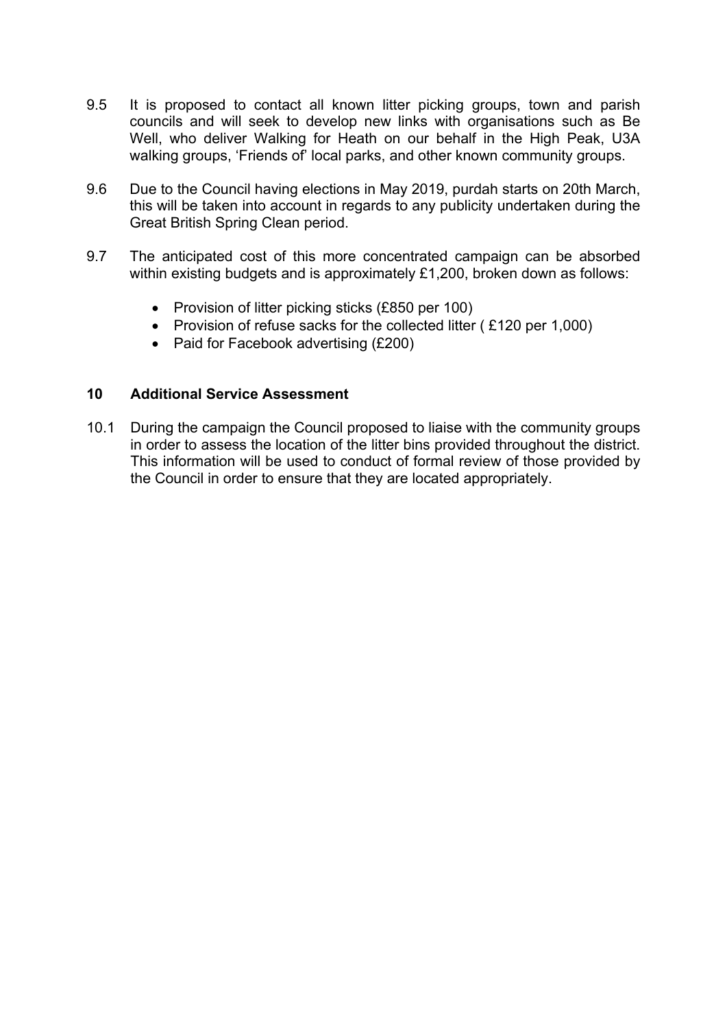9.5 It is proposed to contact all known litter picking groups, town and parish councils and will seek to develop new links with organisations such as Be Well, who deliver Walking for Heath on our behalf in the High Peak, U3A walking groups, 'Friends of' local parks, and other known community groups.

9.6 Due to the Council having elections in May 2019, purdah starts on 20th March, this will be taken into account in regards to any publicity undertaken during the Great British Spring Clean period.

9.7 The anticipated cost of this more concentrated campaign can be absorbed within existing budgets and is approximately £1,200, broken down as follows:

- Provision of litter picking sticks (£850 per 100)
- Provision of refuse sacks for the collected litter ( £120 per 1,000)
- Paid for Facebook advertising (£200)

## 10 Additional Service Assessment

10.1 During the campaign the Council proposed to liaise with the community groups in order to assess the location of the litter bins provided throughout the district. This information will be used to conduct of formal review of those provided by the Council in order to ensure that they are located appropriately.